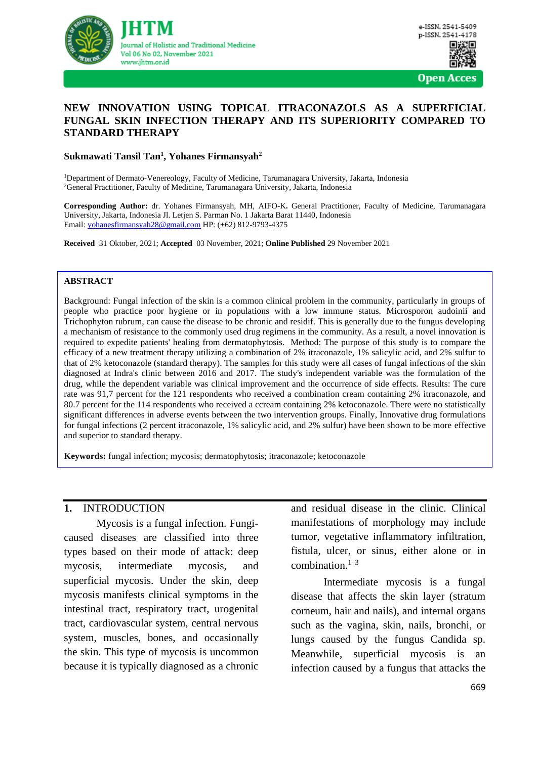# NEW INNOVATION USING TOPICAL ITRACONAZOLS AS A SUPERFICIAL FUNGAL SKIN INFECTION THERAPY AND ITS SUPERIORITY COMPARED TO STANDARD THERAPY

**Sukmawati Tansil Tan[1], Yohanes Firmansyah[2]**

[1]Department of Dermato-Venereology, Faculty of Medicine, Tarumanagara University, Jakarta, Indonesia
[2]General Practitioner, Faculty of Medicine, Tarumanagara University, Jakarta, Indonesia

**Corresponding Author:** dr. Yohanes Firmansyah, MH, AIFO-K. General Practitioner, Faculty of Medicine, Tarumanagara University, Jakarta, Indonesia Jl. Letjen S. Parman No. 1 Jakarta Barat 11440, Indonesia
Email: yohanesfirmansyah28@gmail.com HP: (+62) 812-9793-4375

**Received** 31 Oktober, 2021; **Accepted** 03 November, 2021; **Online Published** 29 November 2021

## ABSTRACT

Background: Fungal infection of the skin is a common clinical problem in the community, particularly in groups of people who practice poor hygiene or in populations with a low immune status. Microsporon audoinii and Trichophyton rubrum, can cause the disease to be chronic and residif. This is generally due to the fungus developing a mechanism of resistance to the commonly used drug regimens in the community. As a result, a novel innovation is required to expedite patients' healing from dermatophytosis. Method: The purpose of this study is to compare the efficacy of a new treatment therapy utilizing a combination of 2% itraconazole, 1% salicylic acid, and 2% sulfur to that of 2% ketoconazole (standard therapy). The samples for this study were all cases of fungal infections of the skin diagnosed at Indra's clinic between 2016 and 2017. The study's independent variable was the formulation of the drug, while the dependent variable was clinical improvement and the occurrence of side effects. Results: The cure rate was 91,7 percent for the 121 respondents who received a combination cream containing 2% itraconazole, and 80.7 percent for the 114 respondents who received a ccream containing 2% ketoconazole. There were no statistically significant differences in adverse events between the two intervention groups. Finally, Innovative drug formulations for fungal infections (2 percent itraconazole, 1% salicylic acid, and 2% sulfur) have been shown to be more effective and superior to standard therapy.

**Keywords:** fungal infection; mycosis; dermatophytosis; itraconazole; ketoconazole

## 1. INTRODUCTION

Mycosis is a fungal infection. Fungi-caused diseases are classified into three types based on their mode of attack: deep mycosis, intermediate mycosis, and superficial mycosis. Under the skin, deep mycosis manifests clinical symptoms in the intestinal tract, respiratory tract, urogenital tract, cardiovascular system, central nervous system, muscles, bones, and occasionally the skin. This type of mycosis is uncommon because it is typically diagnosed as a chronic and residual disease in the clinic. Clinical manifestations of morphology may include tumor, vegetative inflammatory infiltration, fistula, ulcer, or sinus, either alone or in combination.[1–3]

Intermediate mycosis is a fungal disease that affects the skin layer (stratum corneum, hair and nails), and internal organs such as the vagina, skin, nails, bronchi, or lungs caused by the fungus Candida sp. Meanwhile, superficial mycosis is an infection caused by a fungus that attacks the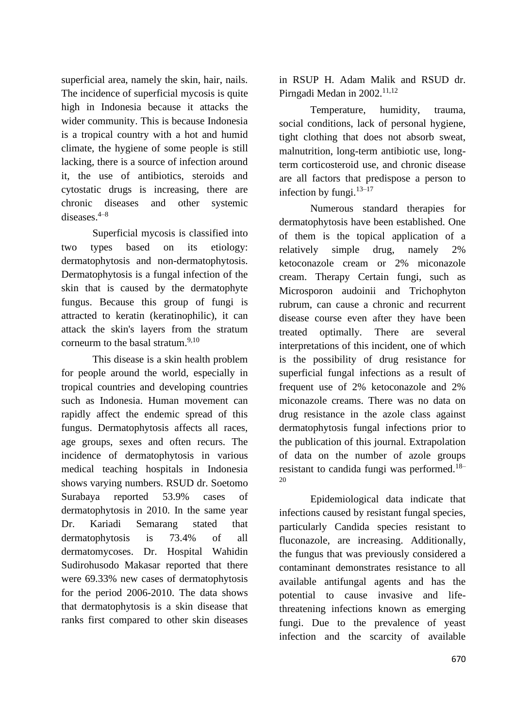superficial area, namely the skin, hair, nails. The incidence of superficial mycosis is quite high in Indonesia because it attacks the wider community. This is because Indonesia is a tropical country with a hot and humid climate, the hygiene of some people is still lacking, there is a source of infection around it, the use of antibiotics, steroids and cytostatic drugs is increasing, there are chronic diseases and other systemic diseases.[4–8]

Superficial mycosis is classified into two types based on its etiology: dermatophytosis and non-dermatophytosis. Dermatophytosis is a fungal infection of the skin that is caused by the dermatophyte fungus. Because this group of fungi is attracted to keratin (keratinophilic), it can attack the skin's layers from the stratum corneurm to the basal stratum.[9,10]

This disease is a skin health problem for people around the world, especially in tropical countries and developing countries such as Indonesia. Human movement can rapidly affect the endemic spread of this fungus. Dermatophytosis affects all races, age groups, sexes and often recurs. The incidence of dermatophytosis in various medical teaching hospitals in Indonesia shows varying numbers. RSUD dr. Soetomo Surabaya reported 53.9% cases of dermatophytosis in 2010. In the same year Dr. Kariadi Semarang stated that dermatophytosis is 73.4% of all dermatomycoses. Dr. Hospital Wahidin Sudirohusodo Makasar reported that there were 69.33% new cases of dermatophytosis for the period 2006-2010. The data shows that dermatophytosis is a skin disease that ranks first compared to other skin diseases in RSUP H. Adam Malik and RSUD dr. Pirngadi Medan in 2002.[11,12]

Temperature, humidity, trauma, social conditions, lack of personal hygiene, tight clothing that does not absorb sweat, malnutrition, long-term antibiotic use, long-term corticosteroid use, and chronic disease are all factors that predispose a person to infection by fungi.[13–17]

Numerous standard therapies for dermatophytosis have been established. One of them is the topical application of a relatively simple drug, namely 2% ketoconazole cream or 2% miconazole cream. Therapy Certain fungi, such as Microsporon audoinii and Trichophyton rubrum, can cause a chronic and recurrent disease course even after they have been treated optimally. There are several interpretations of this incident, one of which is the possibility of drug resistance for superficial fungal infections as a result of frequent use of 2% ketoconazole and 2% miconazole creams. There was no data on drug resistance in the azole class against dermatophytosis fungal infections prior to the publication of this journal. Extrapolation of data on the number of azole groups resistant to candida fungi was performed.[18–20]

Epidemiological data indicate that infections caused by resistant fungal species, particularly Candida species resistant to fluconazole, are increasing. Additionally, the fungus that was previously considered a contaminant demonstrates resistance to all available antifungal agents and has the potential to cause invasive and life-threatening infections known as emerging fungi. Due to the prevalence of yeast infection and the scarcity of available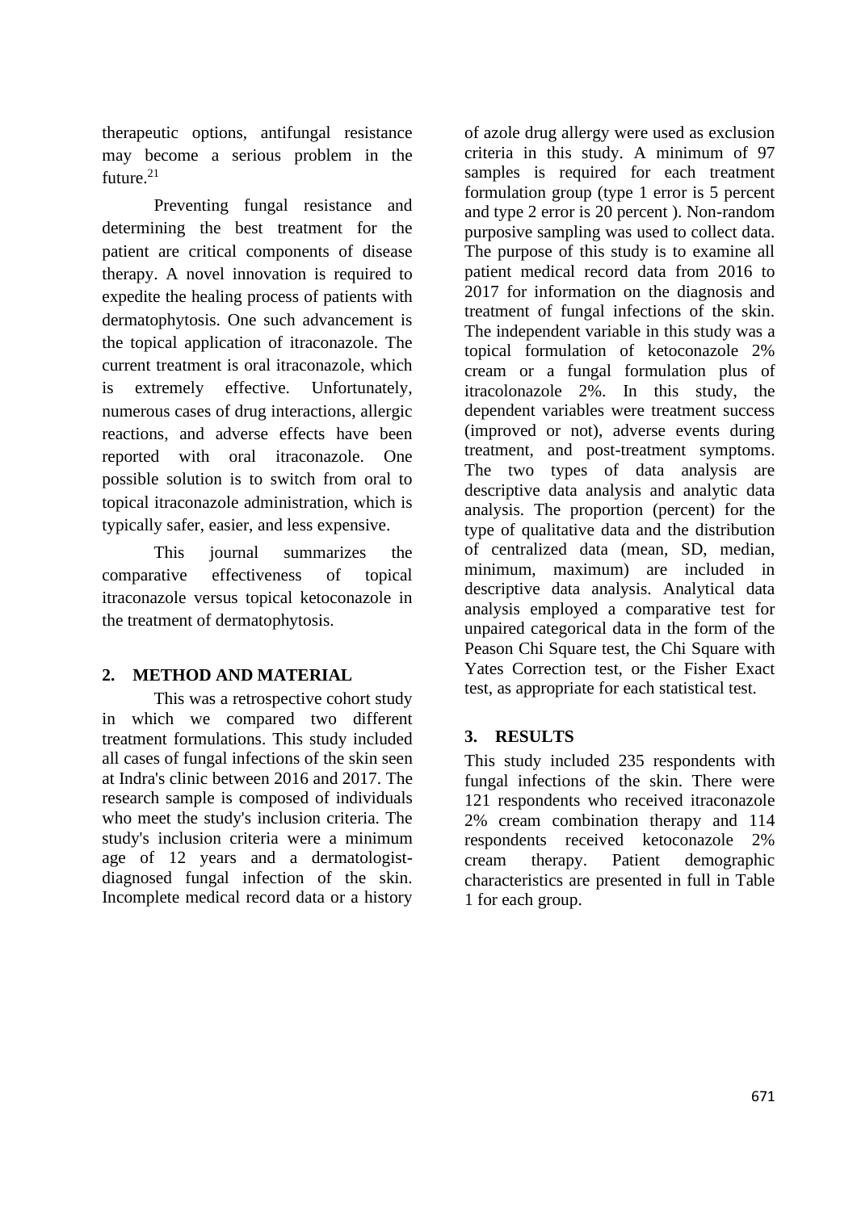therapeutic options, antifungal resistance may become a serious problem in the future.[21]

Preventing fungal resistance and determining the best treatment for the patient are critical components of disease therapy. A novel innovation is required to expedite the healing process of patients with dermatophytosis. One such advancement is the topical application of itraconazole. The current treatment is oral itraconazole, which is extremely effective. Unfortunately, numerous cases of drug interactions, allergic reactions, and adverse effects have been reported with oral itraconazole. One possible solution is to switch from oral to topical itraconazole administration, which is typically safer, easier, and less expensive.

This journal summarizes the comparative effectiveness of topical itraconazole versus topical ketoconazole in the treatment of dermatophytosis.

## 2. METHOD AND MATERIAL

This was a retrospective cohort study in which we compared two different treatment formulations. This study included all cases of fungal infections of the skin seen at Indra's clinic between 2016 and 2017. The research sample is composed of individuals who meet the study's inclusion criteria. The study's inclusion criteria were a minimum age of 12 years and a dermatologist-diagnosed fungal infection of the skin. Incomplete medical record data or a history of azole drug allergy were used as exclusion criteria in this study. A minimum of 97 samples is required for each treatment formulation group (type 1 error is 5 percent and type 2 error is 20 percent ). Non-random purposive sampling was used to collect data. The purpose of this study is to examine all patient medical record data from 2016 to 2017 for information on the diagnosis and treatment of fungal infections of the skin. The independent variable in this study was a topical formulation of ketoconazole 2% cream or a fungal formulation plus of itracolonazole 2%. In this study, the dependent variables were treatment success (improved or not), adverse events during treatment, and post-treatment symptoms. The two types of data analysis are descriptive data analysis and analytic data analysis. The proportion (percent) for the type of qualitative data and the distribution of centralized data (mean, SD, median, minimum, maximum) are included in descriptive data analysis. Analytical data analysis employed a comparative test for unpaired categorical data in the form of the Peason Chi Square test, the Chi Square with Yates Correction test, or the Fisher Exact test, as appropriate for each statistical test.

## 3. RESULTS

This study included 235 respondents with fungal infections of the skin. There were 121 respondents who received itraconazole 2% cream combination therapy and 114 respondents received ketoconazole 2% cream therapy. Patient demographic characteristics are presented in full in Table 1 for each group.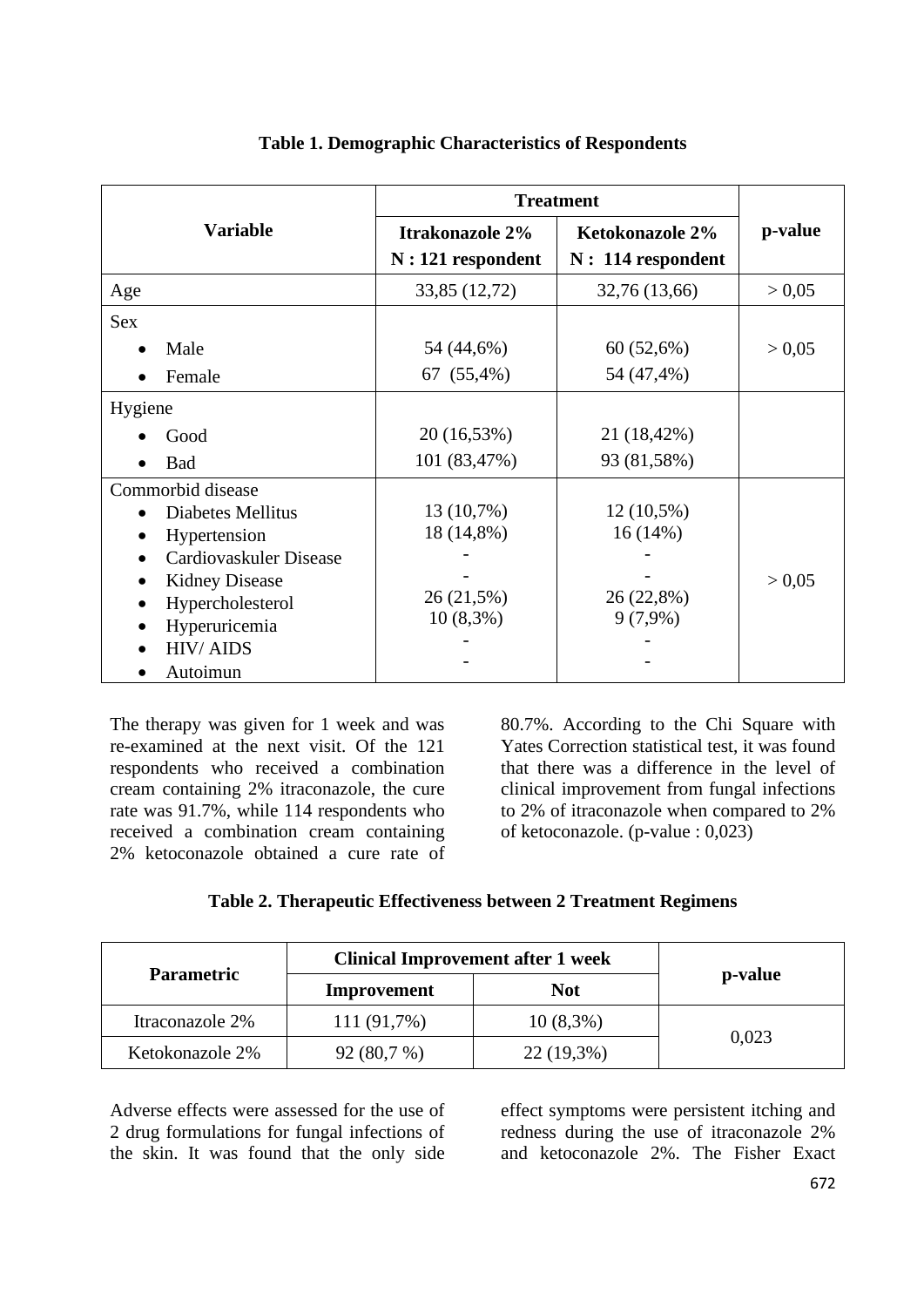**Table 1. Demographic Characteristics of Respondents**

| Variable | Treatment | | p-value |
|---|---|---|---|
| | Itrakonazole 2% N : 121 respondent | Ketokonazole 2% N : 114 respondent | |
| Age | 33,85 (12,72) | 32,76 (13,66) | > 0,05 |
| Sex | | | |
| • Male | 54 (44,6%) | 60 (52,6%) | > 0,05 |
| • Female | 67 (55,4%) | 54 (47,4%) | |
| Hygiene | | | |
| • Good | 20 (16,53%) | 21 (18,42%) | |
| • Bad | 101 (83,47%) | 93 (81,58%) | |
| Commorbid disease | | | |
| • Diabetes Mellitus | 13 (10,7%) | 12 (10,5%) | > 0,05 |
| • Hypertension | 18 (14,8%) | 16 (14%) | |
| • Cardiovaskuler Disease | - | - | |
| • Kidney Disease | - | - | |
| • Hypercholesterol | 26 (21,5%) | 26 (22,8%) | |
| • Hyperuricemia | 10 (8,3%) | 9 (7,9%) | |
| • HIV/ AIDS | - | - | |
| • Autoimun | - | - | |

The therapy was given for 1 week and was re-examined at the next visit. Of the 121 respondents who received a combination cream containing 2% itraconazole, the cure rate was 91.7%, while 114 respondents who received a combination cream containing 2% ketoconazole obtained a cure rate of 80.7%. According to the Chi Square with Yates Correction statistical test, it was found that there was a difference in the level of clinical improvement from fungal infections to 2% of itraconazole when compared to 2% of ketoconazole. (p-value : 0,023)

**Table 2. Therapeutic Effectiveness between 2 Treatment Regimens**

| Parametric | Clinical Improvement after 1 week | | p-value |
|---|---|---|---|
| | Improvement | Not | |
| Itraconazole 2% | 111 (91,7%) | 10 (8,3%) | 0,023 |
| Ketokonazole 2% | 92 (80,7 %) | 22 (19,3%) | |

Adverse effects were assessed for the use of 2 drug formulations for fungal infections of the skin. It was found that the only side effect symptoms were persistent itching and redness during the use of itraconazole 2% and ketoconazole 2%. The Fisher Exact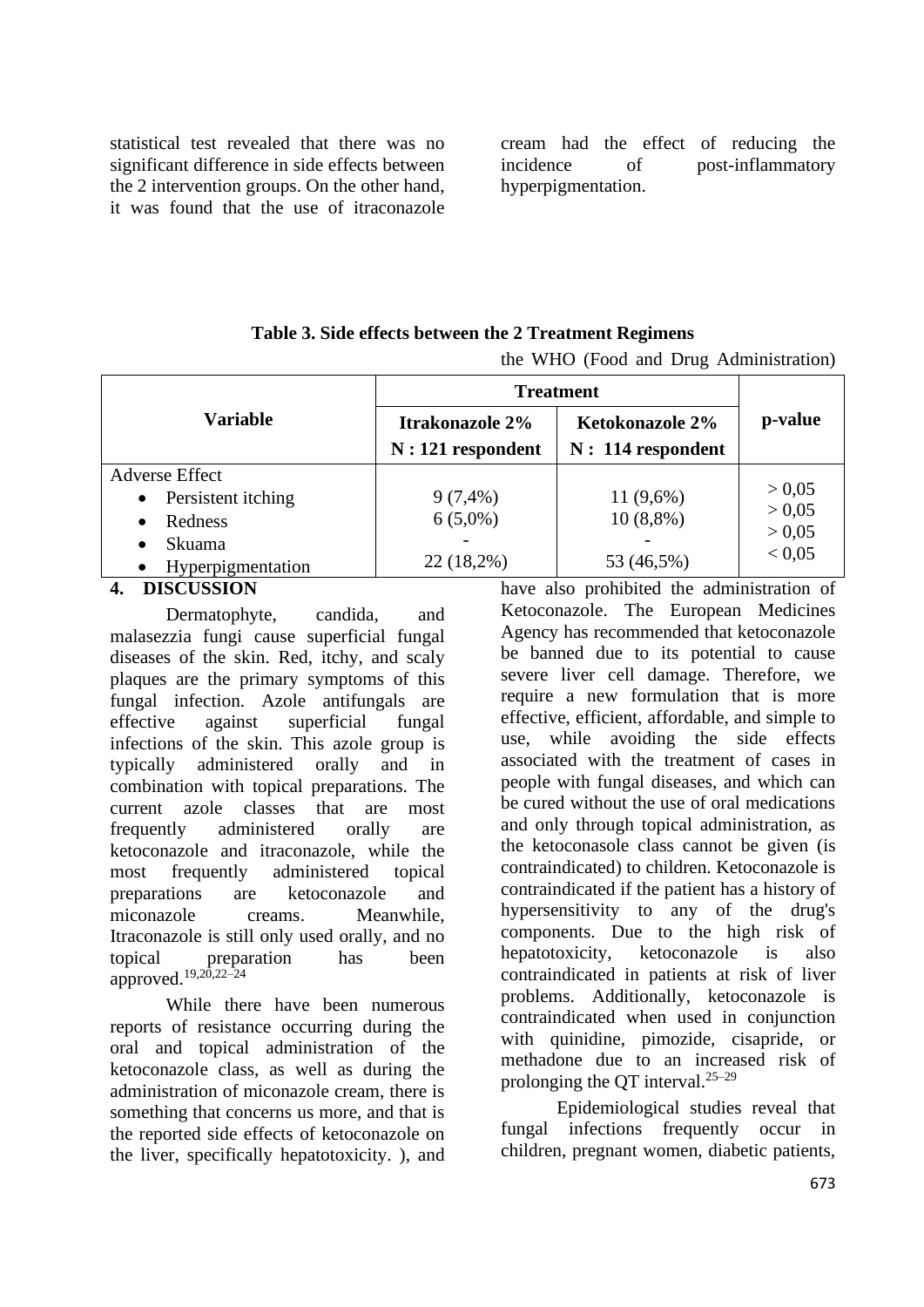statistical test revealed that there was no significant difference in side effects between the 2 intervention groups. On the other hand, it was found that the use of itraconazole cream had the effect of reducing the incidence of post-inflammatory hyperpigmentation.

**Table 3. Side effects between the 2 Treatment Regimens**

| Variable | Treatment | | p-value |
|---|---|---|---|
| | Itrakonazole 2% N : 121 respondent | Ketokonazole 2% N : 114 respondent | |
| Adverse Effect | | | |
| • Persistent itching | 9 (7,4%) | 11 (9,6%) | > 0,05 |
| • Redness | 6 (5,0%) | 10 (8,8%) | > 0,05 |
| • Skuama | - | - | > 0,05 |
| • Hyperpigmentation | 22 (18,2%) | 53 (46,5%) | < 0,05 |

## 4. DISCUSSION

Dermatophyte, candida, and malasezzia fungi cause superficial fungal diseases of the skin. Red, itchy, and scaly plaques are the primary symptoms of this fungal infection. Azole antifungals are effective against superficial fungal infections of the skin. This azole group is typically administered orally and in combination with topical preparations. The current azole classes that are most frequently administered orally are ketoconazole and itraconazole, while the most frequently administered topical preparations are ketoconazole and miconazole creams. Meanwhile, Itraconazole is still only used orally, and no topical preparation has been approved.[19,20,22–24]

While there have been numerous reports of resistance occurring during the oral and topical administration of the ketoconazole class, as well as during the administration of miconazole cream, there is something that concerns us more, and that is the reported side effects of ketoconazole on the liver, specifically hepatotoxicity. ), and the WHO (Food and Drug Administration) have also prohibited the administration of Ketoconazole. The European Medicines Agency has recommended that ketoconazole be banned due to its potential to cause severe liver cell damage. Therefore, we require a new formulation that is more effective, efficient, affordable, and simple to use, while avoiding the side effects associated with the treatment of cases in people with fungal diseases, and which can be cured without the use of oral medications and only through topical administration, as the ketoconasole class cannot be given (is contraindicated) to children. Ketoconazole is contraindicated if the patient has a history of hypersensitivity to any of the drug's components. Due to the high risk of hepatotoxicity, ketoconazole is also contraindicated in patients at risk of liver problems. Additionally, ketoconazole is contraindicated when used in conjunction with quinidine, pimozide, cisapride, or methadone due to an increased risk of prolonging the QT interval.[25–29]

Epidemiological studies reveal that fungal infections frequently occur in children, pregnant women, diabetic patients,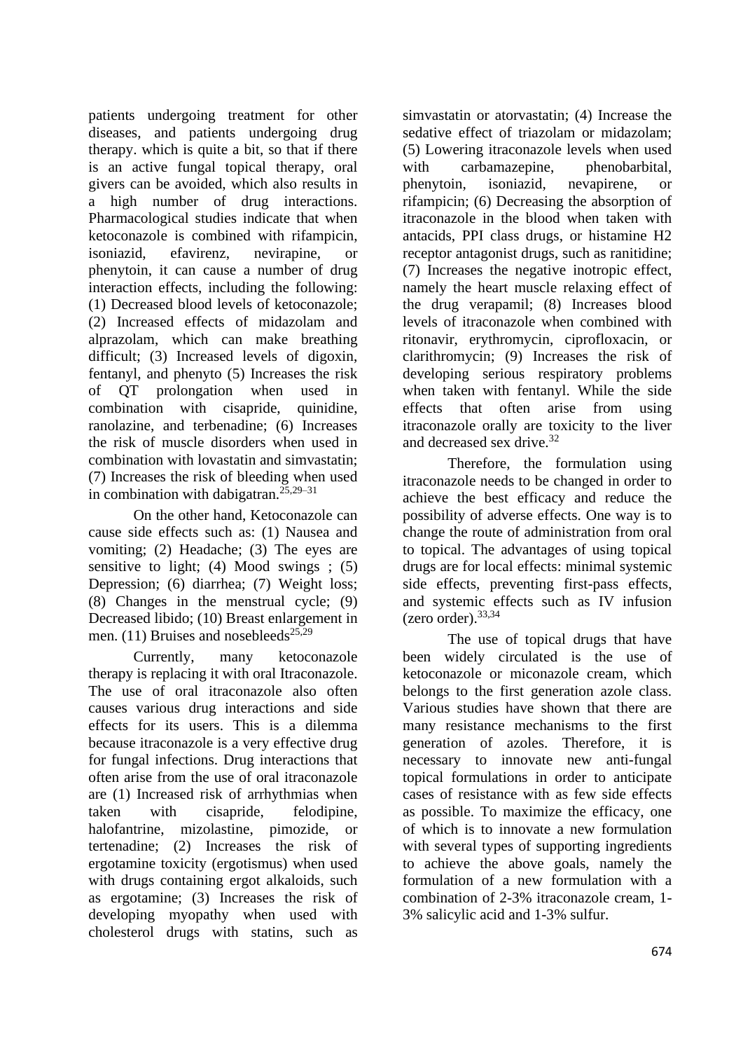patients undergoing treatment for other diseases, and patients undergoing drug therapy. which is quite a bit, so that if there is an active fungal topical therapy, oral givers can be avoided, which also results in a high number of drug interactions. Pharmacological studies indicate that when ketoconazole is combined with rifampicin, isoniazid, efavirenz, nevirapine, or phenytoin, it can cause a number of drug interaction effects, including the following: (1) Decreased blood levels of ketoconazole; (2) Increased effects of midazolam and alprazolam, which can make breathing difficult; (3) Increased levels of digoxin, fentanyl, and phenyto (5) Increases the risk of QT prolongation when used in combination with cisapride, quinidine, ranolazine, and terbenadine; (6) Increases the risk of muscle disorders when used in combination with lovastatin and simvastatin; (7) Increases the risk of bleeding when used in combination with dabigatran.[25,29–31]

On the other hand, Ketoconazole can cause side effects such as: (1) Nausea and vomiting; (2) Headache; (3) The eyes are sensitive to light; (4) Mood swings ; (5) Depression; (6) diarrhea; (7) Weight loss; (8) Changes in the menstrual cycle; (9) Decreased libido; (10) Breast enlargement in men. (11) Bruises and nosebleeds[25,29]

Currently, many ketoconazole therapy is replacing it with oral Itraconazole. The use of oral itraconazole also often causes various drug interactions and side effects for its users. This is a dilemma because itraconazole is a very effective drug for fungal infections. Drug interactions that often arise from the use of oral itraconazole are (1) Increased risk of arrhythmias when taken with cisapride, felodipine, halofantrine, mizolastine, pimozide, or tertenadine; (2) Increases the risk of ergotamine toxicity (ergotismus) when used with drugs containing ergot alkaloids, such as ergotamine; (3) Increases the risk of developing myopathy when used with cholesterol drugs with statins, such as simvastatin or atorvastatin; (4) Increase the sedative effect of triazolam or midazolam; (5) Lowering itraconazole levels when used with carbamazepine, phenobarbital, phenytoin, isoniazid, nevapirene, or rifampicin; (6) Decreasing the absorption of itraconazole in the blood when taken with antacids, PPI class drugs, or histamine H2 receptor antagonist drugs, such as ranitidine; (7) Increases the negative inotropic effect, namely the heart muscle relaxing effect of the drug verapamil; (8) Increases blood levels of itraconazole when combined with ritonavir, erythromycin, ciprofloxacin, or clarithromycin; (9) Increases the risk of developing serious respiratory problems when taken with fentanyl. While the side effects that often arise from using itraconazole orally are toxicity to the liver and decreased sex drive.[32]

Therefore, the formulation using itraconazole needs to be changed in order to achieve the best efficacy and reduce the possibility of adverse effects. One way is to change the route of administration from oral to topical. The advantages of using topical drugs are for local effects: minimal systemic side effects, preventing first-pass effects, and systemic effects such as IV infusion (zero order).[33,34]

The use of topical drugs that have been widely circulated is the use of ketoconazole or miconazole cream, which belongs to the first generation azole class. Various studies have shown that there are many resistance mechanisms to the first generation of azoles. Therefore, it is necessary to innovate new anti-fungal topical formulations in order to anticipate cases of resistance with as few side effects as possible. To maximize the efficacy, one of which is to innovate a new formulation with several types of supporting ingredients to achieve the above goals, namely the formulation of a new formulation with a combination of 2-3% itraconazole cream, 1-3% salicylic acid and 1-3% sulfur.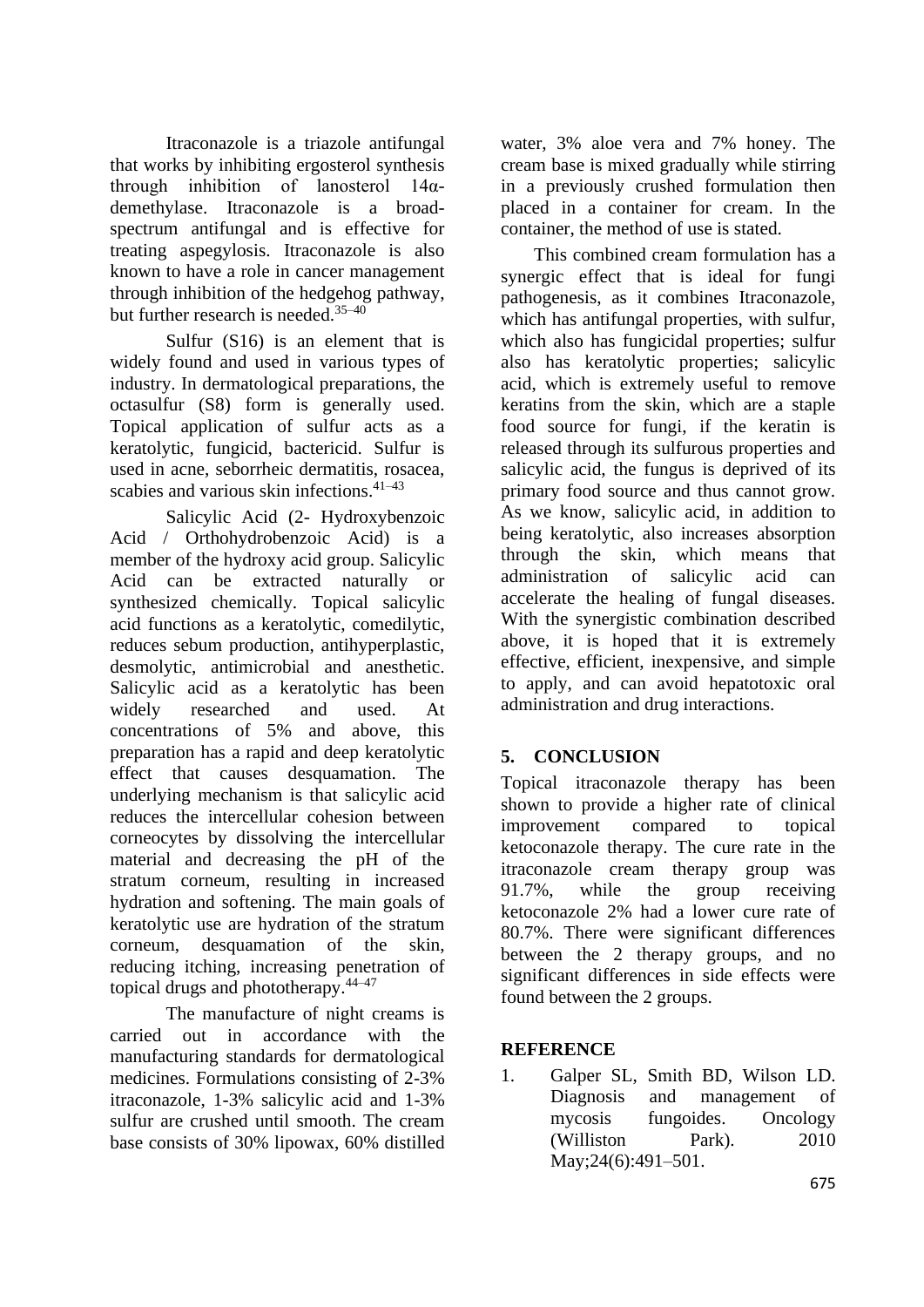Itraconazole is a triazole antifungal that works by inhibiting ergosterol synthesis through inhibition of lanosterol 14α-demethylase. Itraconazole is a broad-spectrum antifungal and is effective for treating aspegylosis. Itraconazole is also known to have a role in cancer management through inhibition of the hedgehog pathway, but further research is needed.[35–40]

Sulfur (S16) is an element that is widely found and used in various types of industry. In dermatological preparations, the octasulfur (S8) form is generally used. Topical application of sulfur acts as a keratolytic, fungicid, bactericid. Sulfur is used in acne, seborrheic dermatitis, rosacea, scabies and various skin infections.[41–43]

Salicylic Acid (2- Hydroxybenzoic Acid / Orthohydrobenzoic Acid) is a member of the hydroxy acid group. Salicylic Acid can be extracted naturally or synthesized chemically. Topical salicylic acid functions as a keratolytic, comedilytic, reduces sebum production, antihyperplastic, desmolytic, antimicrobial and anesthetic. Salicylic acid as a keratolytic has been widely researched and used. At concentrations of 5% and above, this preparation has a rapid and deep keratolytic effect that causes desquamation. The underlying mechanism is that salicylic acid reduces the intercellular cohesion between corneocytes by dissolving the intercellular material and decreasing the pH of the stratum corneum, resulting in increased hydration and softening. The main goals of keratolytic use are hydration of the stratum corneum, desquamation of the skin, reducing itching, increasing penetration of topical drugs and phototherapy.[44–47]

The manufacture of night creams is carried out in accordance with the manufacturing standards for dermatological medicines. Formulations consisting of 2-3% itraconazole, 1-3% salicylic acid and 1-3% sulfur are crushed until smooth. The cream base consists of 30% lipowax, 60% distilled water, 3% aloe vera and 7% honey. The cream base is mixed gradually while stirring in a previously crushed formulation then placed in a container for cream. In the container, the method of use is stated.

This combined cream formulation has a synergic effect that is ideal for fungi pathogenesis, as it combines Itraconazole, which has antifungal properties, with sulfur, which also has fungicidal properties; sulfur also has keratolytic properties; salicylic acid, which is extremely useful to remove keratins from the skin, which are a staple food source for fungi, if the keratin is released through its sulfurous properties and salicylic acid, the fungus is deprived of its primary food source and thus cannot grow. As we know, salicylic acid, in addition to being keratolytic, also increases absorption through the skin, which means that administration of salicylic acid can accelerate the healing of fungal diseases. With the synergistic combination described above, it is hoped that it is extremely effective, efficient, inexpensive, and simple to apply, and can avoid hepatotoxic oral administration and drug interactions.

## 5. CONCLUSION

Topical itraconazole therapy has been shown to provide a higher rate of clinical improvement compared to topical ketoconazole therapy. The cure rate in the itraconazole cream therapy group was 91.7%, while the group receiving ketoconazole 2% had a lower cure rate of 80.7%. There were significant differences between the 2 therapy groups, and no significant differences in side effects were found between the 2 groups.

## REFERENCE

1. Galper SL, Smith BD, Wilson LD. Diagnosis and management of mycosis fungoides. Oncology (Williston Park). 2010 May;24(6):491–501.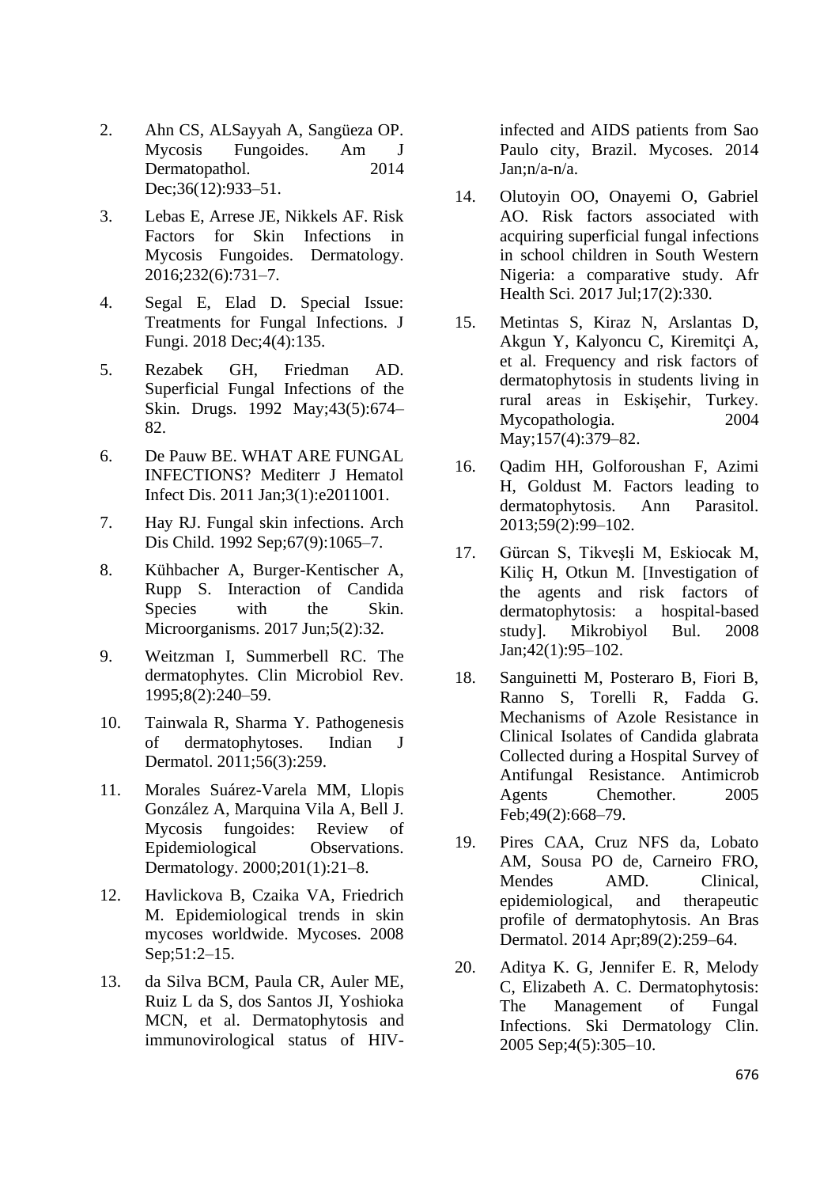2. Ahn CS, ALSayyah A, Sangüeza OP. Mycosis Fungoides. Am J Dermatopathol. 2014 Dec;36(12):933–51.

3. Lebas E, Arrese JE, Nikkels AF. Risk Factors for Skin Infections in Mycosis Fungoides. Dermatology. 2016;232(6):731–7.

4. Segal E, Elad D. Special Issue: Treatments for Fungal Infections. J Fungi. 2018 Dec;4(4):135.

5. Rezabek GH, Friedman AD. Superficial Fungal Infections of the Skin. Drugs. 1992 May;43(5):674–82.

6. De Pauw BE. WHAT ARE FUNGAL INFECTIONS? Mediterr J Hematol Infect Dis. 2011 Jan;3(1):e2011001.

7. Hay RJ. Fungal skin infections. Arch Dis Child. 1992 Sep;67(9):1065–7.

8. Kühbacher A, Burger-Kentischer A, Rupp S. Interaction of Candida Species with the Skin. Microorganisms. 2017 Jun;5(2):32.

9. Weitzman I, Summerbell RC. The dermatophytes. Clin Microbiol Rev. 1995;8(2):240–59.

10. Tainwala R, Sharma Y. Pathogenesis of dermatophytoses. Indian J Dermatol. 2011;56(3):259.

11. Morales Suárez-Varela MM, Llopis González A, Marquina Vila A, Bell J. Mycosis fungoides: Review of Epidemiological Observations. Dermatology. 2000;201(1):21–8.

12. Havlickova B, Czaika VA, Friedrich M. Epidemiological trends in skin mycoses worldwide. Mycoses. 2008 Sep;51:2–15.

13. da Silva BCM, Paula CR, Auler ME, Ruiz L da S, dos Santos JI, Yoshioka MCN, et al. Dermatophytosis and immunovirological status of HIV-infected and AIDS patients from Sao Paulo city, Brazil. Mycoses. 2014 Jan;n/a-n/a.

14. Olutoyin OO, Onayemi O, Gabriel AO. Risk factors associated with acquiring superficial fungal infections in school children in South Western Nigeria: a comparative study. Afr Health Sci. 2017 Jul;17(2):330.

15. Metintas S, Kiraz N, Arslantas D, Akgun Y, Kalyoncu C, Kiremitçi A, et al. Frequency and risk factors of dermatophytosis in students living in rural areas in Eskişehir, Turkey. Mycopathologia. 2004 May;157(4):379–82.

16. Qadim HH, Golforoushan F, Azimi H, Goldust M. Factors leading to dermatophytosis. Ann Parasitol. 2013;59(2):99–102.

17. Gürcan S, Tikveşli M, Eskiocak M, Kiliç H, Otkun M. [Investigation of the agents and risk factors of dermatophytosis: a hospital-based study]. Mikrobiyol Bul. 2008 Jan;42(1):95–102.

18. Sanguinetti M, Posteraro B, Fiori B, Ranno S, Torelli R, Fadda G. Mechanisms of Azole Resistance in Clinical Isolates of Candida glabrata Collected during a Hospital Survey of Antifungal Resistance. Antimicrob Agents Chemother. 2005 Feb;49(2):668–79.

19. Pires CAA, Cruz NFS da, Lobato AM, Sousa PO de, Carneiro FRO, Mendes AMD. Clinical, epidemiological, and therapeutic profile of dermatophytosis. An Bras Dermatol. 2014 Apr;89(2):259–64.

20. Aditya K. G, Jennifer E. R, Melody C, Elizabeth A. C. Dermatophytosis: The Management of Fungal Infections. Ski Dermatology Clin. 2005 Sep;4(5):305–10.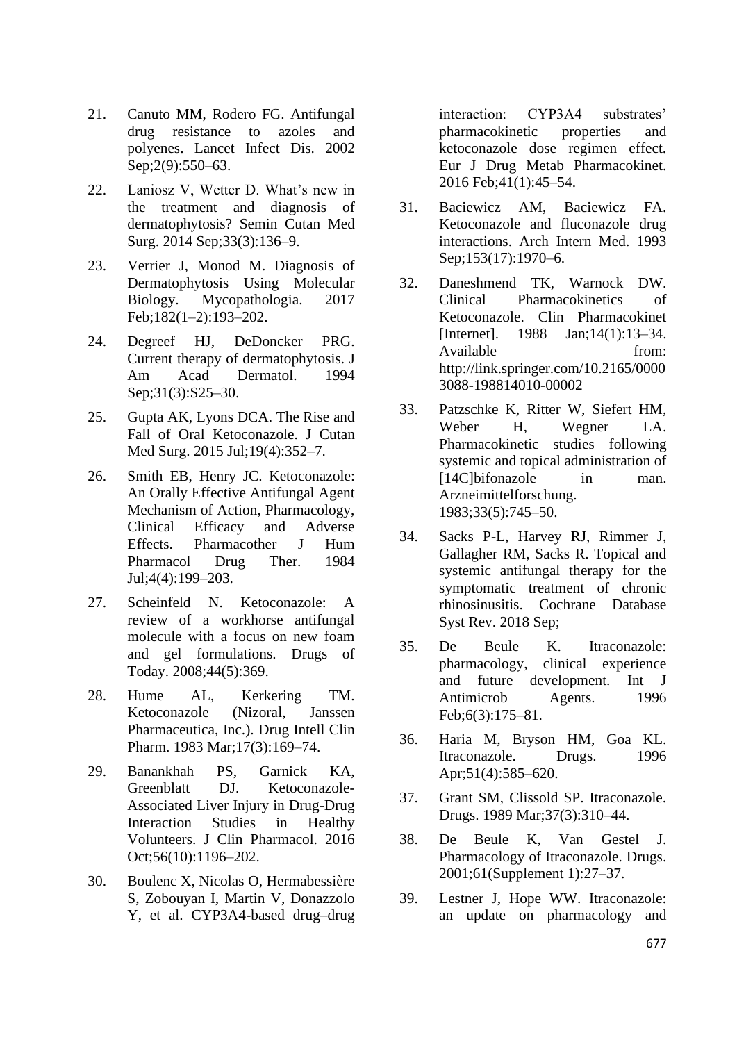21. Canuto MM, Rodero FG. Antifungal drug resistance to azoles and polyenes. Lancet Infect Dis. 2002 Sep;2(9):550–63.

22. Laniosz V, Wetter D. What's new in the treatment and diagnosis of dermatophytosis? Semin Cutan Med Surg. 2014 Sep;33(3):136–9.

23. Verrier J, Monod M. Diagnosis of Dermatophytosis Using Molecular Biology. Mycopathologia. 2017 Feb;182(1–2):193–202.

24. Degreef HJ, DeDoncker PRG. Current therapy of dermatophytosis. J Am Acad Dermatol. 1994 Sep;31(3):S25–30.

25. Gupta AK, Lyons DCA. The Rise and Fall of Oral Ketoconazole. J Cutan Med Surg. 2015 Jul;19(4):352–7.

26. Smith EB, Henry JC. Ketoconazole: An Orally Effective Antifungal Agent Mechanism of Action, Pharmacology, Clinical Efficacy and Adverse Effects. Pharmacother J Hum Pharmacol Drug Ther. 1984 Jul;4(4):199–203.

27. Scheinfeld N. Ketoconazole: A review of a workhorse antifungal molecule with a focus on new foam and gel formulations. Drugs of Today. 2008;44(5):369.

28. Hume AL, Kerkering TM. Ketoconazole (Nizoral, Janssen Pharmaceutica, Inc.). Drug Intell Clin Pharm. 1983 Mar;17(3):169–74.

29. Banankhah PS, Garnick KA, Greenblatt DJ. Ketoconazole-Associated Liver Injury in Drug-Drug Interaction Studies in Healthy Volunteers. J Clin Pharmacol. 2016 Oct;56(10):1196–202.

30. Boulenc X, Nicolas O, Hermabessière S, Zobouyan I, Martin V, Donazzolo Y, et al. CYP3A4-based drug–drug interaction: CYP3A4 substrates' pharmacokinetic properties and ketoconazole dose regimen effect. Eur J Drug Metab Pharmacokinet. 2016 Feb;41(1):45–54.

31. Baciewicz AM, Baciewicz FA. Ketoconazole and fluconazole drug interactions. Arch Intern Med. 1993 Sep;153(17):1970–6.

32. Daneshmend TK, Warnock DW. Clinical Pharmacokinetics of Ketoconazole. Clin Pharmacokinet [Internet]. 1988 Jan;14(1):13–34. Available from: http://link.springer.com/10.2165/00003088-198814010-00002

33. Patzschke K, Ritter W, Siefert HM, Weber H, Wegner LA. Pharmacokinetic studies following systemic and topical administration of [14C]bifonazole in man. Arzneimittelforschung. 1983;33(5):745–50.

34. Sacks P-L, Harvey RJ, Rimmer J, Gallagher RM, Sacks R. Topical and systemic antifungal therapy for the symptomatic treatment of chronic rhinosinusitis. Cochrane Database Syst Rev. 2018 Sep;

35. De Beule K. Itraconazole: pharmacology, clinical experience and future development. Int J Antimicrob Agents. 1996 Feb;6(3):175–81.

36. Haria M, Bryson HM, Goa KL. Itraconazole. Drugs. 1996 Apr;51(4):585–620.

37. Grant SM, Clissold SP. Itraconazole. Drugs. 1989 Mar;37(3):310–44.

38. De Beule K, Van Gestel J. Pharmacology of Itraconazole. Drugs. 2001;61(Supplement 1):27–37.

39. Lestner J, Hope WW. Itraconazole: an update on pharmacology and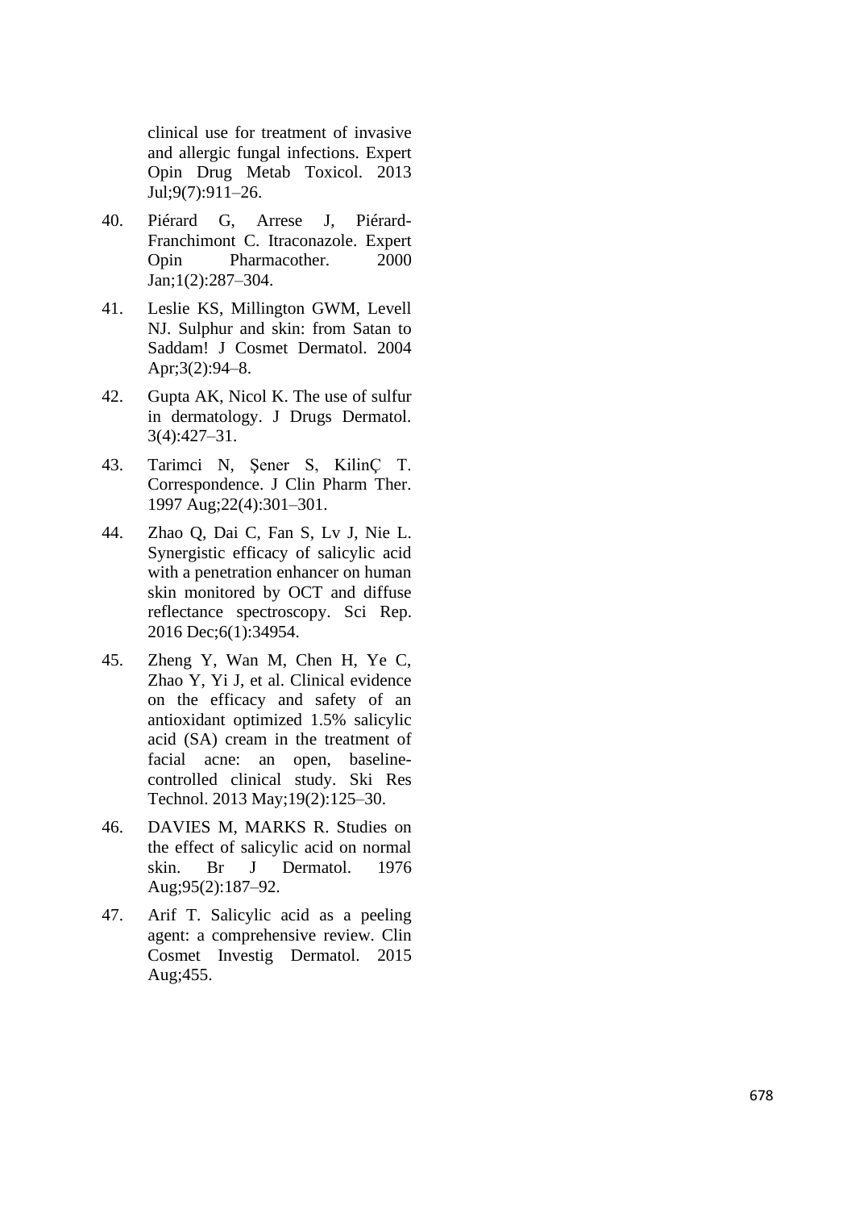clinical use for treatment of invasive and allergic fungal infections. Expert Opin Drug Metab Toxicol. 2013 Jul;9(7):911–26.

40. Piérard G, Arrese J, Piérard-Franchimont C. Itraconazole. Expert Opin Pharmacother. 2000 Jan;1(2):287–304.

41. Leslie KS, Millington GWM, Levell NJ. Sulphur and skin: from Satan to Saddam! J Cosmet Dermatol. 2004 Apr;3(2):94–8.

42. Gupta AK, Nicol K. The use of sulfur in dermatology. J Drugs Dermatol. 3(4):427–31.

43. Tarimci N, Şener S, KilinÇ T. Correspondence. J Clin Pharm Ther. 1997 Aug;22(4):301–301.

44. Zhao Q, Dai C, Fan S, Lv J, Nie L. Synergistic efficacy of salicylic acid with a penetration enhancer on human skin monitored by OCT and diffuse reflectance spectroscopy. Sci Rep. 2016 Dec;6(1):34954.

45. Zheng Y, Wan M, Chen H, Ye C, Zhao Y, Yi J, et al. Clinical evidence on the efficacy and safety of an antioxidant optimized 1.5% salicylic acid (SA) cream in the treatment of facial acne: an open, baseline-controlled clinical study. Ski Res Technol. 2013 May;19(2):125–30.

46. DAVIES M, MARKS R. Studies on the effect of salicylic acid on normal skin. Br J Dermatol. 1976 Aug;95(2):187–92.

47. Arif T. Salicylic acid as a peeling agent: a comprehensive review. Clin Cosmet Investig Dermatol. 2015 Aug;455.